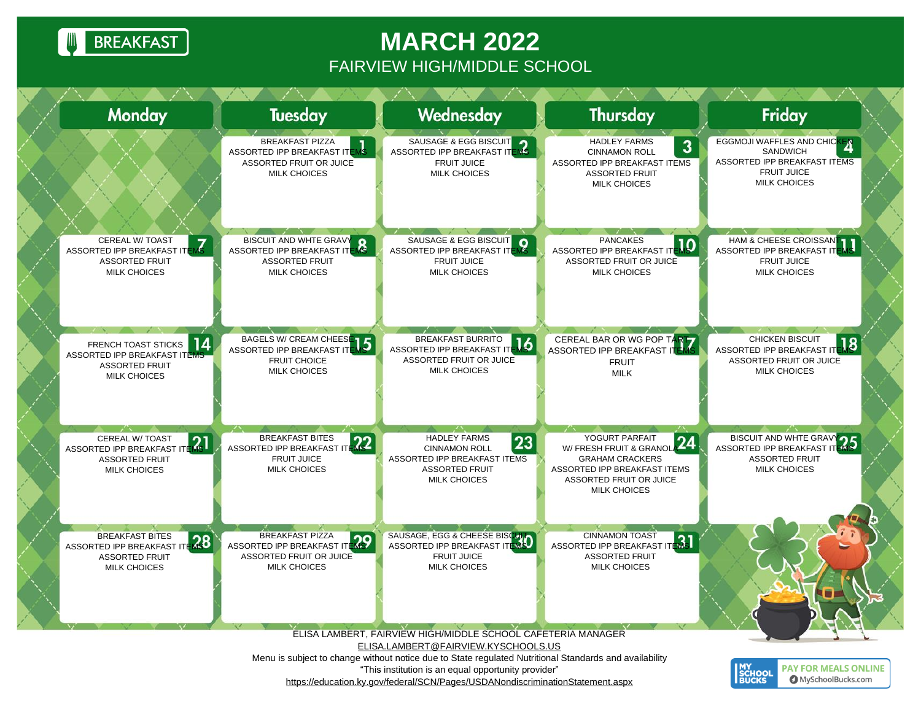BREAKFAST

# MARCH 2022

## FAIRVIEW HIGH/MIDDLE SCHOOL

| Monday | Tuesday | Wednesday | Thursday | Friday |
| --- | --- | --- | --- | --- |
| | **1** BREAKFAST PIZZA<br>ASSORTED IPP BREAKFAST ITEMS<br>ASSORTED FRUIT OR JUICE<br>MILK CHOICES | **2** SAUSAGE & EGG BISCUIT<br>ASSORTED IPP BREAKFAST ITEMS<br>FRUIT JUICE<br>MILK CHOICES | **3** HADLEY FARMS<br>CINNAMON ROLL<br>ASSORTED IPP BREAKFAST ITEMS<br>ASSORTED FRUIT<br>MILK CHOICES | **4** EGGMOJI WAFFLES AND CHICKEN SANDWICH<br>ASSORTED IPP BREAKFAST ITEMS<br>FRUIT JUICE<br>MILK CHOICES |
| **7** CEREAL W/ TOAST<br>ASSORTED IPP BREAKFAST ITEMS<br>ASSORTED FRUIT<br>MILK CHOICES | **8** BISCUIT AND WHTE GRAVY<br>ASSORTED IPP BREAKFAST ITEMS<br>ASSORTED FRUIT<br>MILK CHOICES | **9** SAUSAGE & EGG BISCUIT<br>ASSORTED IPP BREAKFAST ITEMS<br>FRUIT JUICE<br>MILK CHOICES | **10** PANCAKES<br>ASSORTED IPP BREAKFAST ITEMS<br>ASSORTED FRUIT OR JUICE<br>MILK CHOICES | **11** HAM & CHEESE CROISSANT<br>ASSORTED IPP BREAKFAST ITEMS<br>FRUIT JUICE<br>MILK CHOICES |
| **14** FRENCH TOAST STICKS<br>ASSORTED IPP BREAKFAST ITEMS<br>ASSORTED FRUIT<br>MILK CHOICES | **15** BAGELS W/ CREAM CHEESE<br>ASSORTED IPP BREAKFAST ITEMS<br>FRUIT CHOICE<br>MILK CHOICES | **16** BREAKFAST BURRITO<br>ASSORTED IPP BREAKFAST ITEMS<br>ASSORTED FRUIT OR JUICE<br>MILK CHOICES | **17** CEREAL BAR OR WG POP TART<br>ASSORTED IPP BREAKFAST ITEMS<br>FRUIT<br>MILK | **18** CHICKEN BISCUIT<br>ASSORTED IPP BREAKFAST ITEMS<br>ASSORTED FRUIT OR JUICE<br>MILK CHOICES |
| **21** CEREAL W/ TOAST<br>ASSORTED IPP BREAKFAST ITEMS<br>ASSORTED FRUIT<br>MILK CHOICES | **22** BREAKFAST BITES<br>ASSORTED IPP BREAKFAST ITEMS<br>FRUIT JUICE<br>MILK CHOICES | **23** HADLEY FARMS<br>CINNAMON ROLL<br>ASSORTED IPP BREAKFAST ITEMS<br>ASSORTED FRUIT<br>MILK CHOICES | **24** YOGURT PARFAIT<br>W/ FRESH FRUIT & GRANOLA<br>GRAHAM CRACKERS<br>ASSORTED IPP BREAKFAST ITEMS<br>ASSORTED FRUIT OR JUICE<br>MILK CHOICES | **25** BISCUIT AND WHTE GRAVY<br>ASSORTED IPP BREAKFAST ITEMS<br>ASSORTED FRUIT<br>MILK CHOICES |
| **28** BREAKFAST BITES<br>ASSORTED IPP BREAKFAST ITEMS<br>ASSORTED FRUIT<br>MILK CHOICES | **29** BREAKFAST PIZZA<br>ASSORTED IPP BREAKFAST ITEMS<br>ASSORTED FRUIT OR JUICE<br>MILK CHOICES | **30** SAUSAGE, EGG & CHEESE BISCUIT<br>ASSORTED IPP BREAKFAST ITEMS<br>FRUIT JUICE<br>MILK CHOICES | **31** CINNAMON TOAST<br>ASSORTED IPP BREAKFAST ITEMS<br>ASSORTED FRUIT<br>MILK CHOICES | |

ELISA LAMBERT, FAIRVIEW HIGH/MIDDLE SCHOOL CAFETERIA MANAGER

ELISA.LAMBERT@FAIRVIEW.KYSCHOOLS.US

Menu is subject to change without notice due to State regulated Nutritional Standards and availability

"This institution is an equal opportunity provider"

https://education.ky.gov/federal/SCN/Pages/USDANondiscriminationStatement.aspx

MY SCHOOL BUCKS — PAY FOR MEALS ONLINE — MySchoolBucks.com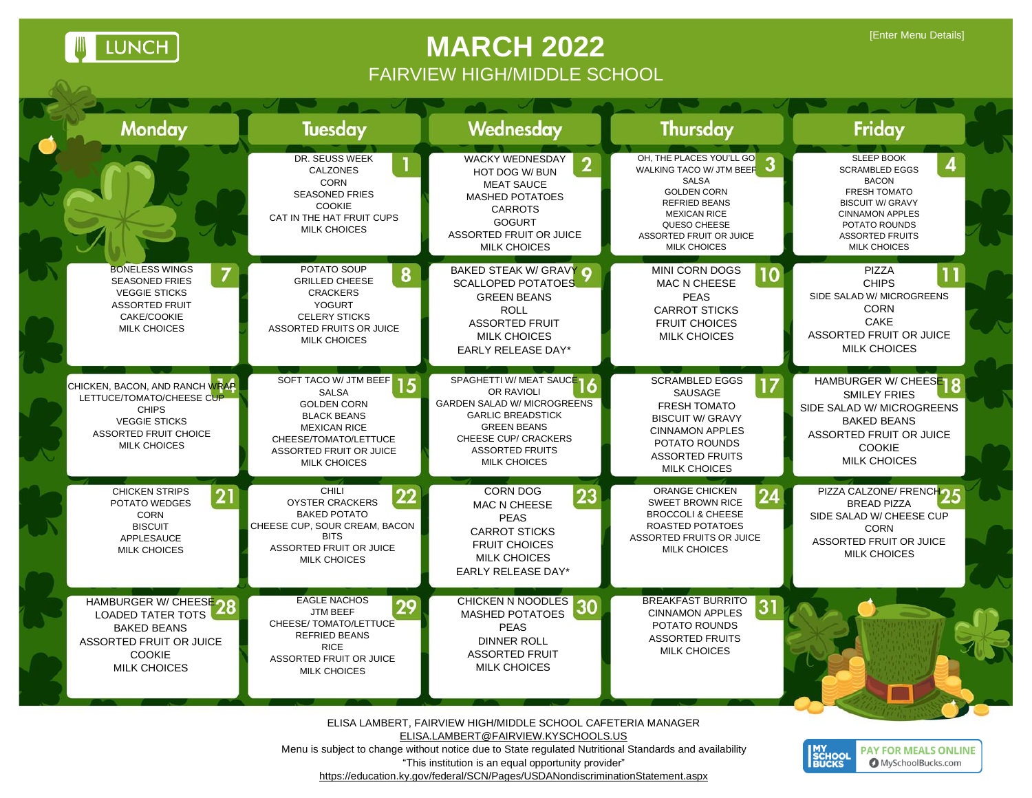LUNCH

[Enter Menu Details]

# MARCH 2022

## FAIRVIEW HIGH/MIDDLE SCHOOL

| Monday | Tuesday | Wednesday | Thursday | Friday |
|---|---|---|---|---|
| | **1** DR. SEUSS WEEK<br>CALZONES<br>CORN<br>SEASONED FRIES<br>COOKIE<br>CAT IN THE HAT FRUIT CUPS<br>MILK CHOICES | **2** WACKY WEDNESDAY<br>HOT DOG W/ BUN<br>MEAT SAUCE<br>MASHED POTATOES<br>CARROTS<br>GOGURT<br>ASSORTED FRUIT OR JUICE<br>MILK CHOICES | **3** OH, THE PLACES YOU'LL GO<br>WALKING TACO W/ JTM BEEF<br>SALSA<br>GOLDEN CORN<br>REFRIED BEANS<br>MEXICAN RICE<br>QUESO CHEESE<br>ASSORTED FRUIT OR JUICE<br>MILK CHOICES | **4** SLEEP BOOK<br>SCRAMBLED EGGS<br>BACON<br>FRESH TOMATO<br>BISCUIT W/ GRAVY<br>CINNAMON APPLES<br>POTATO ROUNDS<br>ASSORTED FRUITS<br>MILK CHOICES |
| **7** BONELESS WINGS<br>SEASONED FRIES<br>VEGGIE STICKS<br>ASSORTED FRUIT<br>CAKE/COOKIE<br>MILK CHOICES | **8** POTATO SOUP<br>GRILLED CHEESE<br>CRACKERS<br>YOGURT<br>CELERY STICKS<br>ASSORTED FRUITS OR JUICE<br>MILK CHOICES | **9** BAKED STEAK W/ GRAVY<br>SCALLOPED POTATOES<br>GREEN BEANS<br>ROLL<br>ASSORTED FRUIT<br>MILK CHOICES<br>EARLY RELEASE DAY* | **10** MINI CORN DOGS<br>MAC N CHEESE<br>PEAS<br>CARROT STICKS<br>FRUIT CHOICES<br>MILK CHOICES | **11** PIZZA<br>CHIPS<br>SIDE SALAD W/ MICROGREENS<br>CORN<br>CAKE<br>ASSORTED FRUIT OR JUICE<br>MILK CHOICES |
| **14** CHICKEN, BACON, AND RANCH WRAP<br>LETTUCE/TOMATO/CHEESE CUP<br>CHIPS<br>VEGGIE STICKS<br>ASSORTED FRUIT CHOICE<br>MILK CHOICES | **15** SOFT TACO W/ JTM BEEF<br>SALSA<br>GOLDEN CORN<br>BLACK BEANS<br>MEXICAN RICE<br>CHEESE/TOMATO/LETTUCE<br>ASSORTED FRUIT OR JUICE<br>MILK CHOICES | **16** SPAGHETTI W/ MEAT SAUCE<br>OR RAVIOLI<br>GARDEN SALAD W/ MICROGREENS<br>GARLIC BREADSTICK<br>GREEN BEANS<br>CHEESE CUP/ CRACKERS<br>ASSORTED FRUITS<br>MILK CHOICES | **17** SCRAMBLED EGGS<br>SAUSAGE<br>FRESH TOMATO<br>BISCUIT W/ GRAVY<br>CINNAMON APPLES<br>POTATO ROUNDS<br>ASSORTED FRUITS<br>MILK CHOICES | **18** HAMBURGER W/ CHEESE<br>SMILEY FRIES<br>SIDE SALAD W/ MICROGREENS<br>BAKED BEANS<br>ASSORTED FRUIT OR JUICE<br>COOKIE<br>MILK CHOICES |
| **21** CHICKEN STRIPS<br>POTATO WEDGES<br>CORN<br>BISCUIT<br>APPLESAUCE<br>MILK CHOICES | **22** CHILI<br>OYSTER CRACKERS<br>BAKED POTATO<br>CHEESE CUP, SOUR CREAM, BACON BITS<br>ASSORTED FRUIT OR JUICE<br>MILK CHOICES | **23** CORN DOG<br>MAC N CHEESE<br>PEAS<br>CARROT STICKS<br>FRUIT CHOICES<br>MILK CHOICES<br>EARLY RELEASE DAY* | **24** ORANGE CHICKEN<br>SWEET BROWN RICE<br>BROCCOLI & CHEESE<br>ROASTED POTATOES<br>ASSORTED FRUITS OR JUICE<br>MILK CHOICES | **25** PIZZA CALZONE/ FRENCH BREAD PIZZA<br>SIDE SALAD W/ CHEESE CUP<br>CORN<br>ASSORTED FRUIT OR JUICE<br>MILK CHOICES |
| **28** HAMBURGER W/ CHEESE<br>LOADED TATER TOTS<br>BAKED BEANS<br>ASSORTED FRUIT OR JUICE<br>COOKIE<br>MILK CHOICES | **29** EAGLE NACHOS<br>JTM BEEF<br>CHEESE/ TOMATO/LETTUCE<br>REFRIED BEANS<br>RICE<br>ASSORTED FRUIT OR JUICE<br>MILK CHOICES | **30** CHICKEN N NOODLES<br>MASHED POTATOES<br>PEAS<br>DINNER ROLL<br>ASSORTED FRUIT<br>MILK CHOICES | **31** BREAKFAST BURRITO<br>CINNAMON APPLES<br>POTATO ROUNDS<br>ASSORTED FRUITS<br>MILK CHOICES | |

ELISA LAMBERT, FAIRVIEW HIGH/MIDDLE SCHOOL CAFETERIA MANAGER
ELISA.LAMBERT@FAIRVIEW.KYSCHOOLS.US
Menu is subject to change without notice due to State regulated Nutritional Standards and availability
"This institution is an equal opportunity provider"
https://education.ky.gov/federal/SCN/Pages/USDANondiscriminationStatement.aspx

MY SCHOOL BUCKS — PAY FOR MEALS ONLINE — MySchoolBucks.com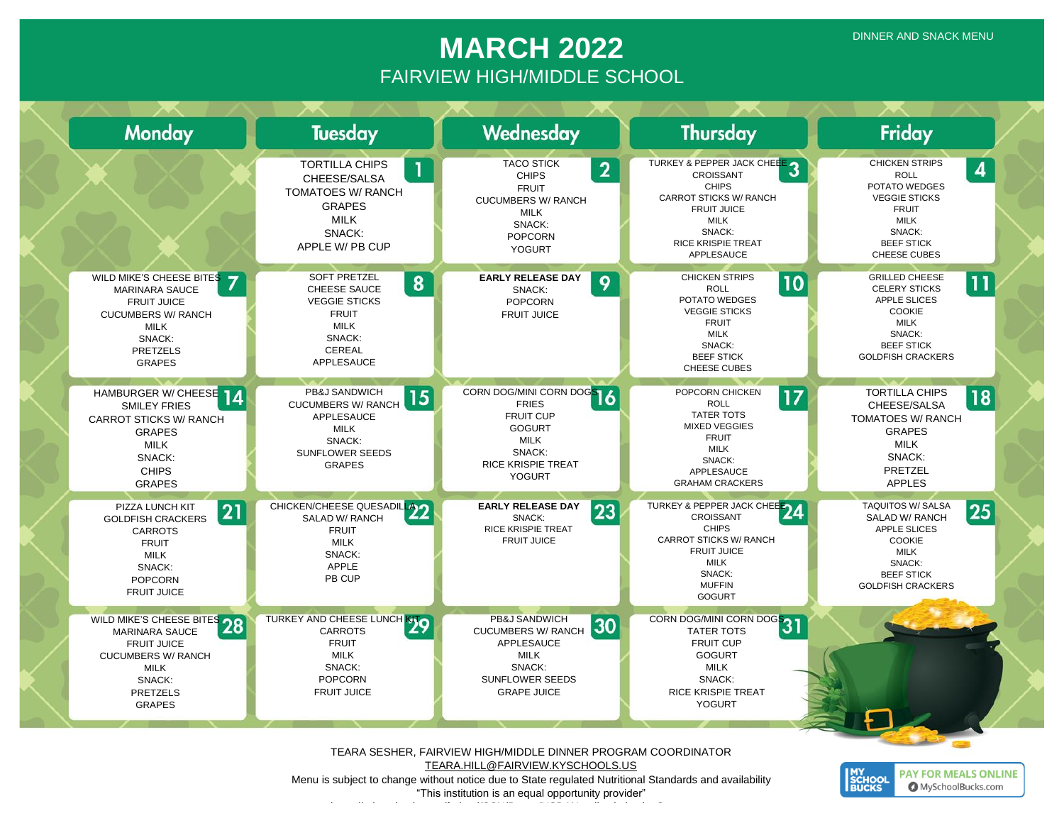DINNER AND SNACK MENU

# MARCH 2022

## FAIRVIEW HIGH/MIDDLE SCHOOL

| Monday | Tuesday | Wednesday | Thursday | Friday |
|---|---|---|---|---|
| | **1** TORTILLA CHIPS CHEESE/SALSA TOMATOES W/ RANCH GRAPES MILK SNACK: APPLE W/ PB CUP | **2** TACO STICK CHIPS FRUIT CUCUMBERS W/ RANCH MILK SNACK: POPCORN YOGURT | **3** TURKEY & PEPPER JACK CHEESE CROISSANT CHIPS CARROT STICKS W/ RANCH FRUIT JUICE MILK SNACK: RICE KRISPIE TREAT APPLESAUCE | **4** CHICKEN STRIPS ROLL POTATO WEDGES VEGGIE STICKS FRUIT MILK SNACK: BEEF STICK CHEESE CUBES |
| **7** WILD MIKE'S CHEESE BITES MARINARA SAUCE FRUIT JUICE CUCUMBERS W/ RANCH MILK SNACK: PRETZELS GRAPES | **8** SOFT PRETZEL CHEESE SAUCE VEGGIE STICKS FRUIT MILK SNACK: CEREAL APPLESAUCE | **9** **EARLY RELEASE DAY** SNACK: POPCORN FRUIT JUICE | **10** CHICKEN STRIPS ROLL POTATO WEDGES VEGGIE STICKS FRUIT MILK SNACK: BEEF STICK CHEESE CUBES | **11** GRILLED CHEESE CELERY STICKS APPLE SLICES COOKIE MILK SNACK: BEEF STICK GOLDFISH CRACKERS |
| **14** HAMBURGER W/ CHEESE SMILEY FRIES CARROT STICKS W/ RANCH GRAPES MILK SNACK: CHIPS GRAPES | **15** PB&J SANDWICH CUCUMBERS W/ RANCH APPLESAUCE MILK SNACK: SUNFLOWER SEEDS GRAPES | **16** CORN DOG/MINI CORN DOGS FRIES FRUIT CUP GOGURT MILK SNACK: RICE KRISPIE TREAT YOGURT | **17** POPCORN CHICKEN ROLL TATER TOTS MIXED VEGGIES FRUIT MILK SNACK: APPLESAUCE GRAHAM CRACKERS | **18** TORTILLA CHIPS CHEESE/SALSA TOMATOES W/ RANCH GRAPES MILK SNACK: PRETZEL APPLES |
| **21** PIZZA LUNCH KIT GOLDFISH CRACKERS CARROTS FRUIT MILK SNACK: POPCORN FRUIT JUICE | **22** CHICKEN/CHEESE QUESADILLA SALAD W/ RANCH FRUIT MILK SNACK: APPLE PB CUP | **23** **EARLY RELEASE DAY** SNACK: RICE KRISPIE TREAT FRUIT JUICE | **24** TURKEY & PEPPER JACK CHEESE CROISSANT CHIPS CARROT STICKS W/ RANCH FRUIT JUICE MILK SNACK: MUFFIN GOGURT | **25** TAQUITOS W/ SALSA SALAD W/ RANCH APPLE SLICES COOKIE MILK SNACK: BEEF STICK GOLDFISH CRACKERS |
| **28** WILD MIKE'S CHEESE BITES MARINARA SAUCE FRUIT JUICE CUCUMBERS W/ RANCH MILK SNACK: PRETZELS GRAPES | **29** TURKEY AND CHEESE LUNCH KIT CARROTS FRUIT MILK SNACK: POPCORN FRUIT JUICE | **30** PB&J SANDWICH CUCUMBERS W/ RANCH APPLESAUCE MILK SNACK: SUNFLOWER SEEDS GRAPE JUICE | **31** CORN DOG/MINI CORN DOGS TATER TOTS FRUIT CUP GOGURT MILK SNACK: RICE KRISPIE TREAT YOGURT | |

TEARA SESHER, FAIRVIEW HIGH/MIDDLE DINNER PROGRAM COORDINATOR
TEARA.HILL@FAIRVIEW.KYSCHOOLS.US
Menu is subject to change without notice due to State regulated Nutritional Standards and availability
"This institution is an equal opportunity provider"

MY SCHOOL BUCKS — PAY FOR MEALS ONLINE — MySchoolBucks.com